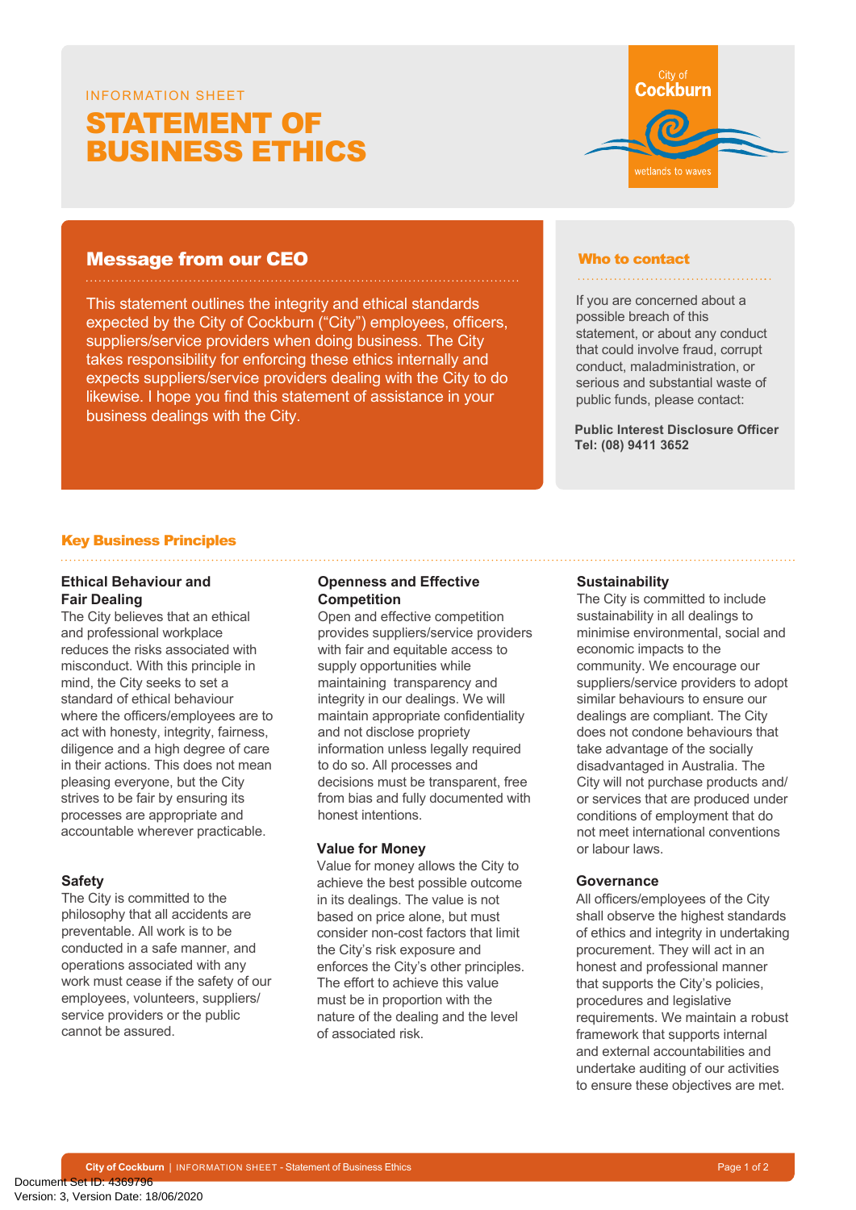INFORMATION SHEET

# STATEMENT OF BUSINESS ETHICS

City of Cockburn
wetlands to waves

## Message from our CEO

This statement outlines the integrity and ethical standards expected by the City of Cockburn (“City”) employees, officers, suppliers/service providers when doing business. The City takes responsibility for enforcing these ethics internally and expects suppliers/service providers dealing with the City to do likewise. I hope you find this statement of assistance in your business dealings with the City.

## Who to contact

If you are concerned about a possible breach of this statement, or about any conduct that could involve fraud, corrupt conduct, maladministration, or serious and substantial waste of public funds, please contact:

**Public Interest Disclosure Officer**
**Tel: (08) 9411 3652**

## Key Business Principles

### Ethical Behaviour and Fair Dealing

The City believes that an ethical and professional workplace reduces the risks associated with misconduct. With this principle in mind, the City seeks to set a standard of ethical behaviour where the officers/employees are to act with honesty, integrity, fairness, diligence and a high degree of care in their actions. This does not mean pleasing everyone, but the City strives to be fair by ensuring its processes are appropriate and accountable wherever practicable.

### Safety

The City is committed to the philosophy that all accidents are preventable. All work is to be conducted in a safe manner, and operations associated with any work must cease if the safety of our employees, volunteers, suppliers/service providers or the public cannot be assured.

### Openness and Effective Competition

Open and effective competition provides suppliers/service providers with fair and equitable access to supply opportunities while maintaining transparency and integrity in our dealings. We will maintain appropriate confidentiality and not disclose propriety information unless legally required to do so. All processes and decisions must be transparent, free from bias and fully documented with honest intentions.

### Value for Money

Value for money allows the City to achieve the best possible outcome in its dealings. The value is not based on price alone, but must consider non-cost factors that limit the City’s risk exposure and enforces the City’s other principles. The effort to achieve this value must be in proportion with the nature of the dealing and the level of associated risk.

### Sustainability

The City is committed to include sustainability in all dealings to minimise environmental, social and economic impacts to the community. We encourage our suppliers/service providers to adopt similar behaviours to ensure our dealings are compliant. The City does not condone behaviours that take advantage of the socially disadvantaged in Australia. The City will not purchase products and/or services that are produced under conditions of employment that do not meet international conventions or labour laws.

### Governance

All officers/employees of the City shall observe the highest standards of ethics and integrity in undertaking procurement. They will act in an honest and professional manner that supports the City’s policies, procedures and legislative requirements. We maintain a robust framework that supports internal and external accountabilities and undertake auditing of our activities to ensure these objectives are met.

Document Set ID: 4369796
Version: 3, Version Date: 18/06/2020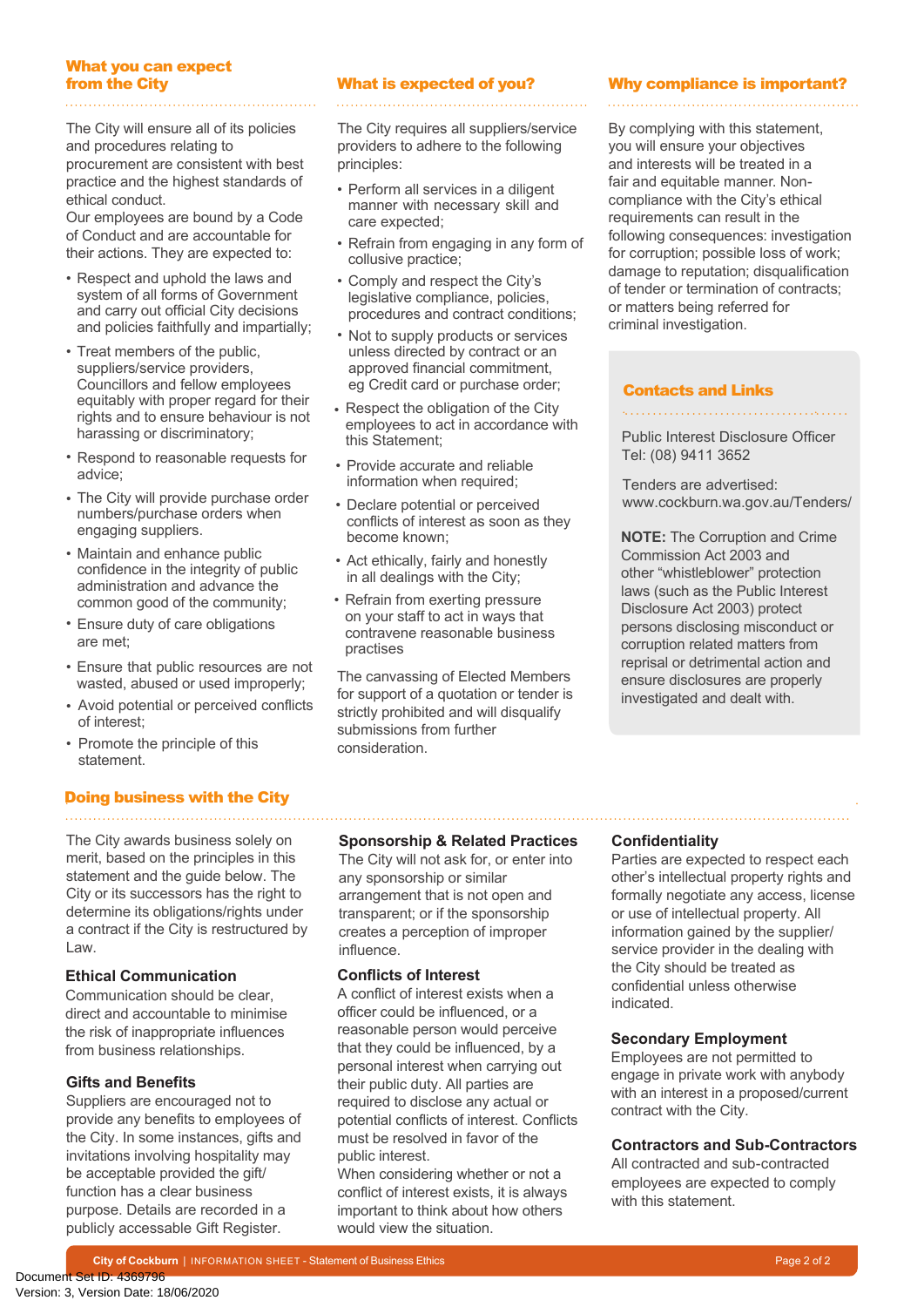## What you can expect from the City

The City will ensure all of its policies and procedures relating to procurement are consistent with best practice and the highest standards of ethical conduct.
Our employees are bound by a Code of Conduct and are accountable for their actions. They are expected to:

- Respect and uphold the laws and system of all forms of Government and carry out official City decisions and policies faithfully and impartially;
- Treat members of the public, suppliers/service providers, Councillors and fellow employees equitably with proper regard for their rights and to ensure behaviour is not harassing or discriminatory;
- Respond to reasonable requests for advice;
- The City will provide purchase order numbers/purchase orders when engaging suppliers.
- Maintain and enhance public confidence in the integrity of public administration and advance the common good of the community;
- Ensure duty of care obligations are met;
- Ensure that public resources are not wasted, abused or used improperly;
- Avoid potential or perceived conflicts of interest;
- Promote the principle of this statement.

## What is expected of you?

The City requires all suppliers/service providers to adhere to the following principles:

- Perform all services in a diligent manner with necessary skill and care expected;
- Refrain from engaging in any form of collusive practice;
- Comply and respect the City's legislative compliance, policies, procedures and contract conditions;
- Not to supply products or services unless directed by contract or an approved financial commitment, eg Credit card or purchase order;
- Respect the obligation of the City employees to act in accordance with this Statement;
- Provide accurate and reliable information when required;
- Declare potential or perceived conflicts of interest as soon as they become known;
- Act ethically, fairly and honestly in all dealings with the City;
- Refrain from exerting pressure on your staff to act in ways that contravene reasonable business practises

The canvassing of Elected Members for support of a quotation or tender is strictly prohibited and will disqualify submissions from further consideration.

## Why compliance is important?

By complying with this statement, you will ensure your objectives and interests will be treated in a fair and equitable manner. Non-compliance with the City's ethical requirements can result in the following consequences: investigation for corruption; possible loss of work; damage to reputation; disqualification of tender or termination of contracts; or matters being referred for criminal investigation.

## Contacts and Links

Public Interest Disclosure Officer
Tel: (08) 9411 3652

Tenders are advertised:
www.cockburn.wa.gov.au/Tenders/

**NOTE:** The Corruption and Crime Commission Act 2003 and other "whistleblower" protection laws (such as the Public Interest Disclosure Act 2003) protect persons disclosing misconduct or corruption related matters from reprisal or detrimental action and ensure disclosures are properly investigated and dealt with.

## Doing business with the City

The City awards business solely on merit, based on the principles in this statement and the guide below. The City or its successors has the right to determine its obligations/rights under a contract if the City is restructured by Law.

### Ethical Communication

Communication should be clear, direct and accountable to minimise the risk of inappropriate influences from business relationships.

### Gifts and Benefits

Suppliers are encouraged not to provide any benefits to employees of the City. In some instances, gifts and invitations involving hospitality may be acceptable provided the gift/function has a clear business purpose. Details are recorded in a publicly accessable Gift Register.

### Sponsorship & Related Practices

The City will not ask for, or enter into any sponsorship or similar arrangement that is not open and transparent; or if the sponsorship creates a perception of improper influence.

### Conflicts of Interest

A conflict of interest exists when a officer could be influenced, or a reasonable person would perceive that they could be influenced, by a personal interest when carrying out their public duty. All parties are required to disclose any actual or potential conflicts of interest. Conflicts must be resolved in favor of the public interest.
When considering whether or not a conflict of interest exists, it is always important to think about how others would view the situation.

### Confidentiality

Parties are expected to respect each other's intellectual property rights and formally negotiate any access, license or use of intellectual property. All information gained by the supplier/service provider in the dealing with the City should be treated as confidential unless otherwise indicated.

### Secondary Employment

Employees are not permitted to engage in private work with anybody with an interest in a proposed/current contract with the City.

### Contractors and Sub-Contractors

All contracted and sub-contracted employees are expected to comply with this statement.

Document Set ID: 4369796
Version: 3, Version Date: 18/06/2020